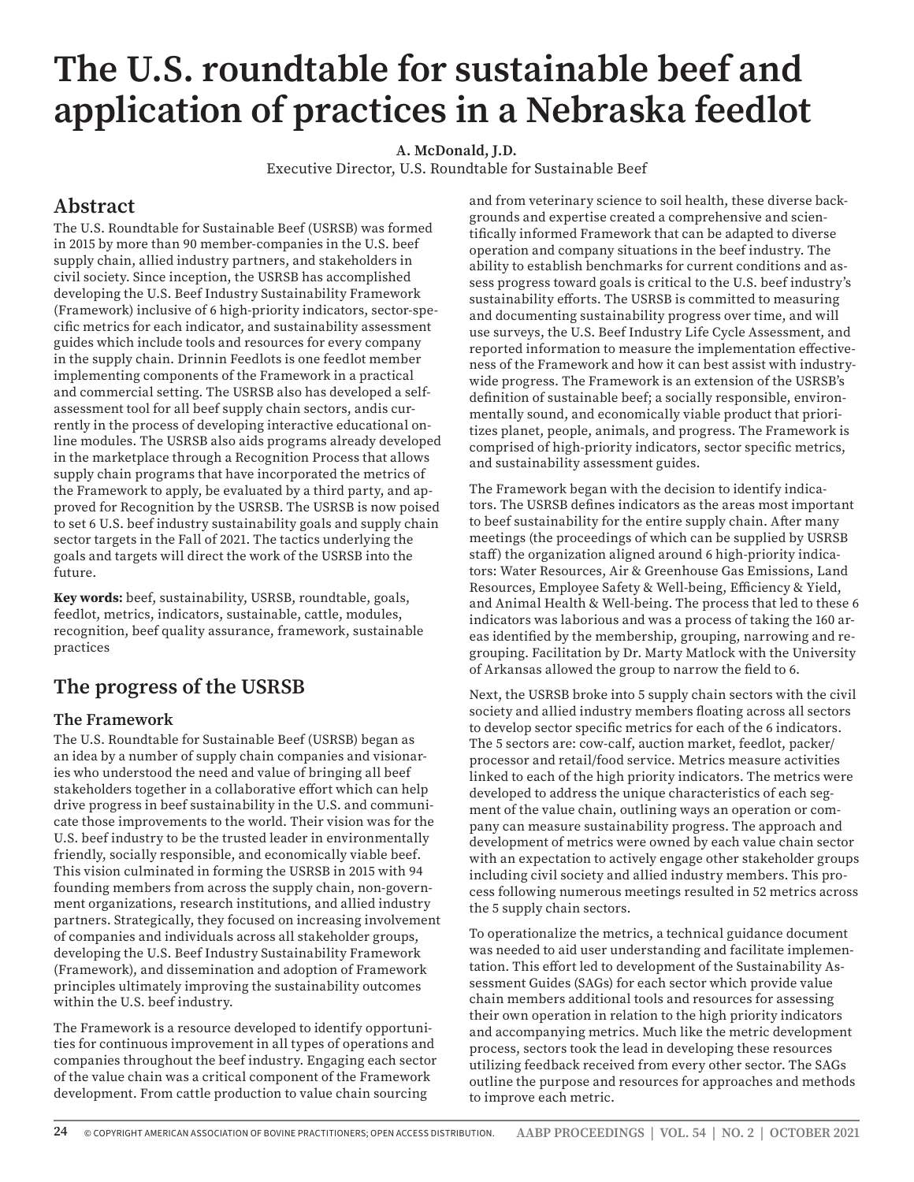# The U.S. roundtable for sustainable beef and application of practices in a Nebraska feedlot

**A. McDonald, J.D.**
Executive Director, U.S. Roundtable for Sustainable Beef

## Abstract

The U.S. Roundtable for Sustainable Beef (USRSB) was formed in 2015 by more than 90 member-companies in the U.S. beef supply chain, allied industry partners, and stakeholders in civil society. Since inception, the USRSB has accomplished developing the U.S. Beef Industry Sustainability Framework (Framework) inclusive of 6 high-priority indicators, sector-specific metrics for each indicator, and sustainability assessment guides which include tools and resources for every company in the supply chain. Drinnin Feedlots is one feedlot member implementing components of the Framework in a practical and commercial setting. The USRSB also has developed a self-assessment tool for all beef supply chain sectors, andis currently in the process of developing interactive educational online modules. The USRSB also aids programs already developed in the marketplace through a Recognition Process that allows supply chain programs that have incorporated the metrics of the Framework to apply, be evaluated by a third party, and approved for Recognition by the USRSB. The USRSB is now poised to set 6 U.S. beef industry sustainability goals and supply chain sector targets in the Fall of 2021. The tactics underlying the goals and targets will direct the work of the USRSB into the future.

**Key words:** beef, sustainability, USRSB, roundtable, goals, feedlot, metrics, indicators, sustainable, cattle, modules, recognition, beef quality assurance, framework, sustainable practices

## The progress of the USRSB

### The Framework

The U.S. Roundtable for Sustainable Beef (USRSB) began as an idea by a number of supply chain companies and visionaries who understood the need and value of bringing all beef stakeholders together in a collaborative effort which can help drive progress in beef sustainability in the U.S. and communicate those improvements to the world. Their vision was for the U.S. beef industry to be the trusted leader in environmentally friendly, socially responsible, and economically viable beef. This vision culminated in forming the USRSB in 2015 with 94 founding members from across the supply chain, non-government organizations, research institutions, and allied industry partners. Strategically, they focused on increasing involvement of companies and individuals across all stakeholder groups, developing the U.S. Beef Industry Sustainability Framework (Framework), and dissemination and adoption of Framework principles ultimately improving the sustainability outcomes within the U.S. beef industry.

The Framework is a resource developed to identify opportunities for continuous improvement in all types of operations and companies throughout the beef industry. Engaging each sector of the value chain was a critical component of the Framework development. From cattle production to value chain sourcing and from veterinary science to soil health, these diverse backgrounds and expertise created a comprehensive and scientifically informed Framework that can be adapted to diverse operation and company situations in the beef industry. The ability to establish benchmarks for current conditions and assess progress toward goals is critical to the U.S. beef industry's sustainability efforts. The USRSB is committed to measuring and documenting sustainability progress over time, and will use surveys, the U.S. Beef Industry Life Cycle Assessment, and reported information to measure the implementation effectiveness of the Framework and how it can best assist with industry-wide progress. The Framework is an extension of the USRSB's definition of sustainable beef; a socially responsible, environmentally sound, and economically viable product that prioritizes planet, people, animals, and progress. The Framework is comprised of high-priority indicators, sector specific metrics, and sustainability assessment guides.

The Framework began with the decision to identify indicators. The USRSB defines indicators as the areas most important to beef sustainability for the entire supply chain. After many meetings (the proceedings of which can be supplied by USRSB staff) the organization aligned around 6 high-priority indicators: Water Resources, Air & Greenhouse Gas Emissions, Land Resources, Employee Safety & Well-being, Efficiency & Yield, and Animal Health & Well-being. The process that led to these 6 indicators was laborious and was a process of taking the 160 areas identified by the membership, grouping, narrowing and regrouping. Facilitation by Dr. Marty Matlock with the University of Arkansas allowed the group to narrow the field to 6.

Next, the USRSB broke into 5 supply chain sectors with the civil society and allied industry members floating across all sectors to develop sector specific metrics for each of the 6 indicators. The 5 sectors are: cow-calf, auction market, feedlot, packer/processor and retail/food service. Metrics measure activities linked to each of the high priority indicators. The metrics were developed to address the unique characteristics of each segment of the value chain, outlining ways an operation or company can measure sustainability progress. The approach and development of metrics were owned by each value chain sector with an expectation to actively engage other stakeholder groups including civil society and allied industry members. This process following numerous meetings resulted in 52 metrics across the 5 supply chain sectors.

To operationalize the metrics, a technical guidance document was needed to aid user understanding and facilitate implementation. This effort led to development of the Sustainability Assessment Guides (SAGs) for each sector which provide value chain members additional tools and resources for assessing their own operation in relation to the high priority indicators and accompanying metrics. Much like the metric development process, sectors took the lead in developing these resources utilizing feedback received from every other sector. The SAGs outline the purpose and resources for approaches and methods to improve each metric.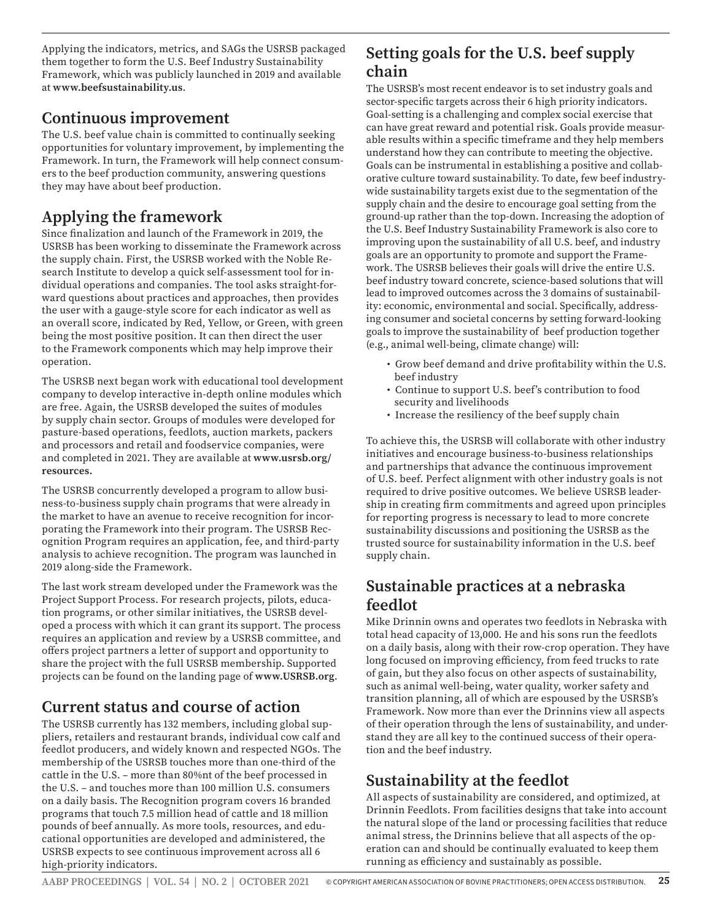Applying the indicators, metrics, and SAGs the USRSB packaged them together to form the U.S. Beef Industry Sustainability Framework, which was publicly launched in 2019 and available at **www.beefsustainability.us**.

## Continuous improvement

The U.S. beef value chain is committed to continually seeking opportunities for voluntary improvement, by implementing the Framework. In turn, the Framework will help connect consumers to the beef production community, answering questions they may have about beef production.

## Applying the framework

Since finalization and launch of the Framework in 2019, the USRSB has been working to disseminate the Framework across the supply chain. First, the USRSB worked with the Noble Research Institute to develop a quick self-assessment tool for individual operations and companies. The tool asks straight-forward questions about practices and approaches, then provides the user with a gauge-style score for each indicator as well as an overall score, indicated by Red, Yellow, or Green, with green being the most positive position. It can then direct the user to the Framework components which may help improve their operation.

The USRSB next began work with educational tool development company to develop interactive in-depth online modules which are free. Again, the USRSB developed the suites of modules by supply chain sector. Groups of modules were developed for pasture-based operations, feedlots, auction markets, packers and processors and retail and foodservice companies, were and completed in 2021. They are available at **www.usrsb.org/resources.**

The USRSB concurrently developed a program to allow business-to-business supply chain programs that were already in the market to have an avenue to receive recognition for incorporating the Framework into their program. The USRSB Recognition Program requires an application, fee, and third-party analysis to achieve recognition. The program was launched in 2019 along-side the Framework.

The last work stream developed under the Framework was the Project Support Process. For research projects, pilots, education programs, or other similar initiatives, the USRSB developed a process with which it can grant its support. The process requires an application and review by a USRSB committee, and offers project partners a letter of support and opportunity to share the project with the full USRSB membership. Supported projects can be found on the landing page of **www.USRSB.org**.

## Current status and course of action

The USRSB currently has 132 members, including global suppliers, retailers and restaurant brands, individual cow calf and feedlot producers, and widely known and respected NGOs. The membership of the USRSB touches more than one-third of the cattle in the U.S. – more than 80%nt of the beef processed in the U.S. – and touches more than 100 million U.S. consumers on a daily basis. The Recognition program covers 16 branded programs that touch 7.5 million head of cattle and 18 million pounds of beef annually. As more tools, resources, and educational opportunities are developed and administered, the USRSB expects to see continuous improvement across all 6 high-priority indicators.

## Setting goals for the U.S. beef supply chain

The USRSB's most recent endeavor is to set industry goals and sector-specific targets across their 6 high priority indicators. Goal-setting is a challenging and complex social exercise that can have great reward and potential risk. Goals provide measurable results within a specific timeframe and they help members understand how they can contribute to meeting the objective. Goals can be instrumental in establishing a positive and collaborative culture toward sustainability. To date, few beef industry-wide sustainability targets exist due to the segmentation of the supply chain and the desire to encourage goal setting from the ground-up rather than the top-down. Increasing the adoption of the U.S. Beef Industry Sustainability Framework is also core to improving upon the sustainability of all U.S. beef, and industry goals are an opportunity to promote and support the Framework. The USRSB believes their goals will drive the entire U.S. beef industry toward concrete, science-based solutions that will lead to improved outcomes across the 3 domains of sustainability: economic, environmental and social. Specifically, addressing consumer and societal concerns by setting forward-looking goals to improve the sustainability of beef production together (e.g., animal well-being, climate change) will:

- Grow beef demand and drive profitability within the U.S. beef industry
- Continue to support U.S. beef's contribution to food security and livelihoods
- Increase the resiliency of the beef supply chain

To achieve this, the USRSB will collaborate with other industry initiatives and encourage business-to-business relationships and partnerships that advance the continuous improvement of U.S. beef. Perfect alignment with other industry goals is not required to drive positive outcomes. We believe USRSB leadership in creating firm commitments and agreed upon principles for reporting progress is necessary to lead to more concrete sustainability discussions and positioning the USRSB as the trusted source for sustainability information in the U.S. beef supply chain.

## Sustainable practices at a nebraska feedlot

Mike Drinnin owns and operates two feedlots in Nebraska with total head capacity of 13,000. He and his sons run the feedlots on a daily basis, along with their row-crop operation. They have long focused on improving efficiency, from feed trucks to rate of gain, but they also focus on other aspects of sustainability, such as animal well-being, water quality, worker safety and transition planning, all of which are espoused by the USRSB's Framework. Now more than ever the Drinnins view all aspects of their operation through the lens of sustainability, and understand they are all key to the continued success of their operation and the beef industry.

## Sustainability at the feedlot

All aspects of sustainability are considered, and optimized, at Drinnin Feedlots. From facilities designs that take into account the natural slope of the land or processing facilities that reduce animal stress, the Drinnins believe that all aspects of the operation can and should be continually evaluated to keep them running as efficiency and sustainably as possible.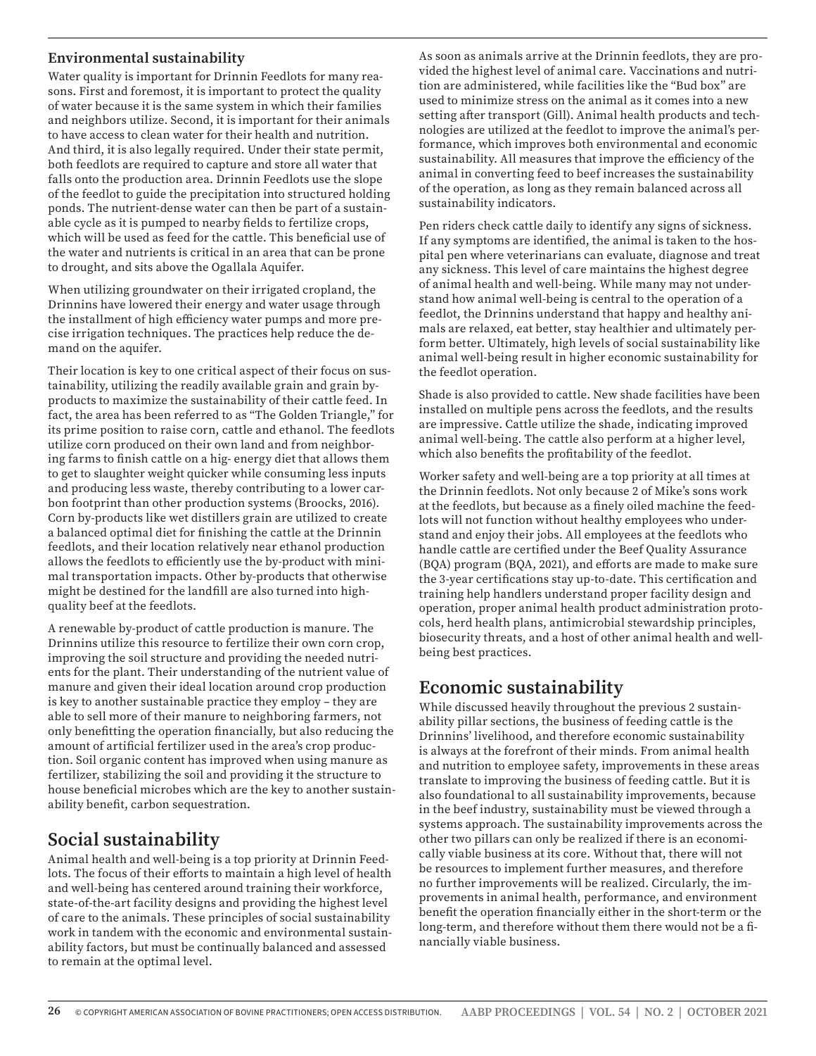### Environmental sustainability

Water quality is important for Drinnin Feedlots for many reasons. First and foremost, it is important to protect the quality of water because it is the same system in which their families and neighbors utilize. Second, it is important for their animals to have access to clean water for their health and nutrition. And third, it is also legally required. Under their state permit, both feedlots are required to capture and store all water that falls onto the production area. Drinnin Feedlots use the slope of the feedlot to guide the precipitation into structured holding ponds. The nutrient-dense water can then be part of a sustainable cycle as it is pumped to nearby fields to fertilize crops, which will be used as feed for the cattle. This beneficial use of the water and nutrients is critical in an area that can be prone to drought, and sits above the Ogallala Aquifer.

When utilizing groundwater on their irrigated cropland, the Drinnins have lowered their energy and water usage through the installment of high efficiency water pumps and more precise irrigation techniques. The practices help reduce the demand on the aquifer.

Their location is key to one critical aspect of their focus on sustainability, utilizing the readily available grain and grain by-products to maximize the sustainability of their cattle feed. In fact, the area has been referred to as "The Golden Triangle," for its prime position to raise corn, cattle and ethanol. The feedlots utilize corn produced on their own land and from neighboring farms to finish cattle on a hig- energy diet that allows them to get to slaughter weight quicker while consuming less inputs and producing less waste, thereby contributing to a lower carbon footprint than other production systems (Broocks, 2016). Corn by-products like wet distillers grain are utilized to create a balanced optimal diet for finishing the cattle at the Drinnin feedlots, and their location relatively near ethanol production allows the feedlots to efficiently use the by-product with minimal transportation impacts. Other by-products that otherwise might be destined for the landfill are also turned into high-quality beef at the feedlots.

A renewable by-product of cattle production is manure. The Drinnins utilize this resource to fertilize their own corn crop, improving the soil structure and providing the needed nutrients for the plant. Their understanding of the nutrient value of manure and given their ideal location around crop production is key to another sustainable practice they employ – they are able to sell more of their manure to neighboring farmers, not only benefitting the operation financially, but also reducing the amount of artificial fertilizer used in the area's crop production. Soil organic content has improved when using manure as fertilizer, stabilizing the soil and providing it the structure to house beneficial microbes which are the key to another sustainability benefit, carbon sequestration.

## Social sustainability

Animal health and well-being is a top priority at Drinnin Feedlots. The focus of their efforts to maintain a high level of health and well-being has centered around training their workforce, state-of-the-art facility designs and providing the highest level of care to the animals. These principles of social sustainability work in tandem with the economic and environmental sustainability factors, but must be continually balanced and assessed to remain at the optimal level.

As soon as animals arrive at the Drinnin feedlots, they are provided the highest level of animal care. Vaccinations and nutrition are administered, while facilities like the "Bud box" are used to minimize stress on the animal as it comes into a new setting after transport (Gill). Animal health products and technologies are utilized at the feedlot to improve the animal's performance, which improves both environmental and economic sustainability. All measures that improve the efficiency of the animal in converting feed to beef increases the sustainability of the operation, as long as they remain balanced across all sustainability indicators.

Pen riders check cattle daily to identify any signs of sickness. If any symptoms are identified, the animal is taken to the hospital pen where veterinarians can evaluate, diagnose and treat any sickness. This level of care maintains the highest degree of animal health and well-being. While many may not understand how animal well-being is central to the operation of a feedlot, the Drinnins understand that happy and healthy animals are relaxed, eat better, stay healthier and ultimately perform better. Ultimately, high levels of social sustainability like animal well-being result in higher economic sustainability for the feedlot operation.

Shade is also provided to cattle. New shade facilities have been installed on multiple pens across the feedlots, and the results are impressive. Cattle utilize the shade, indicating improved animal well-being. The cattle also perform at a higher level, which also benefits the profitability of the feedlot.

Worker safety and well-being are a top priority at all times at the Drinnin feedlots. Not only because 2 of Mike's sons work at the feedlots, but because as a finely oiled machine the feedlots will not function without healthy employees who understand and enjoy their jobs. All employees at the feedlots who handle cattle are certified under the Beef Quality Assurance (BQA) program (BQA, 2021), and efforts are made to make sure the 3-year certifications stay up-to-date. This certification and training help handlers understand proper facility design and operation, proper animal health product administration protocols, herd health plans, antimicrobial stewardship principles, biosecurity threats, and a host of other animal health and well-being best practices.

## Economic sustainability

While discussed heavily throughout the previous 2 sustainability pillar sections, the business of feeding cattle is the Drinnins' livelihood, and therefore economic sustainability is always at the forefront of their minds. From animal health and nutrition to employee safety, improvements in these areas translate to improving the business of feeding cattle. But it is also foundational to all sustainability improvements, because in the beef industry, sustainability must be viewed through a systems approach. The sustainability improvements across the other two pillars can only be realized if there is an economically viable business at its core. Without that, there will not be resources to implement further measures, and therefore no further improvements will be realized. Circularly, the improvements in animal health, performance, and environment benefit the operation financially either in the short-term or the long-term, and therefore without them there would not be a financially viable business.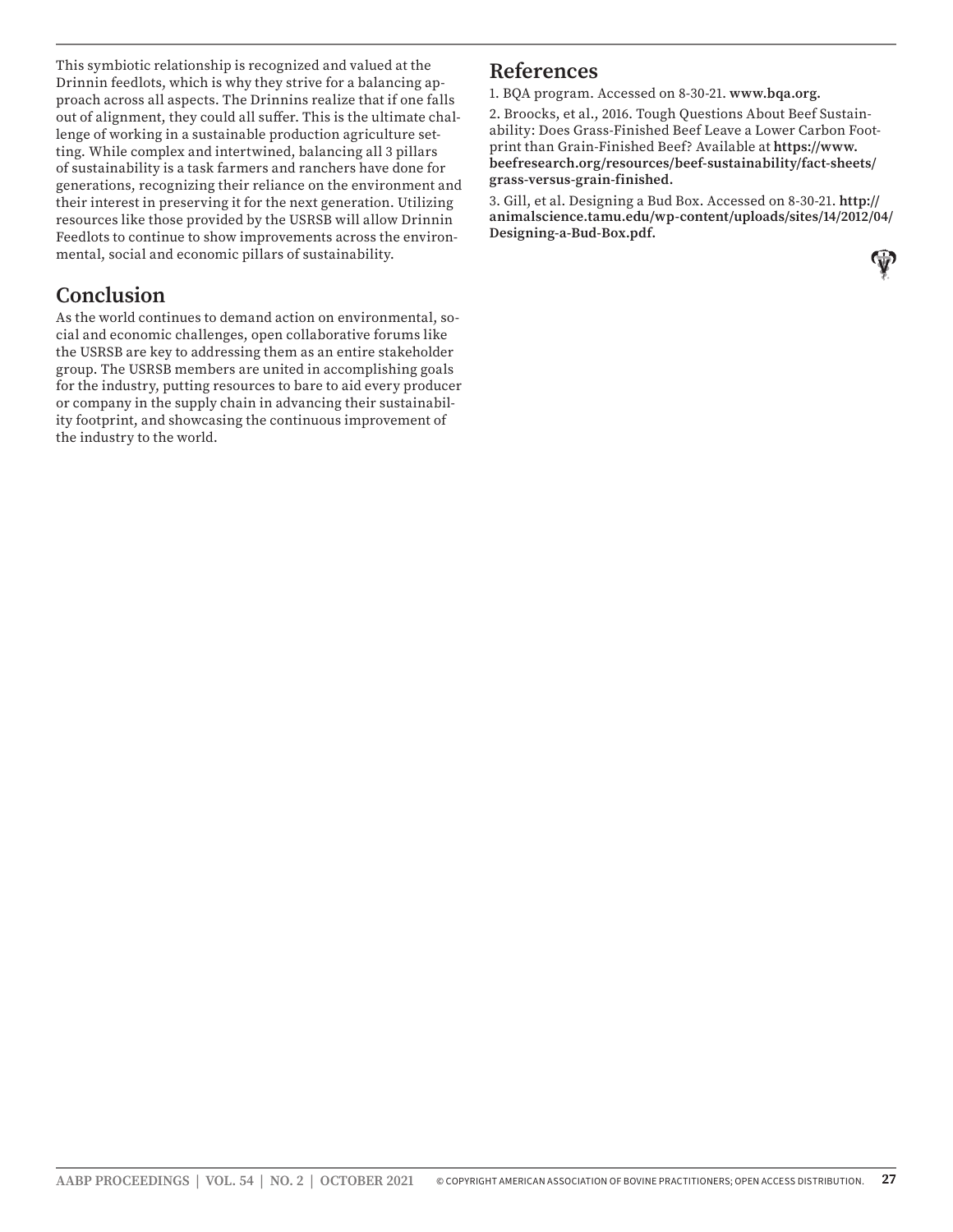This symbiotic relationship is recognized and valued at the Drinnin feedlots, which is why they strive for a balancing approach across all aspects. The Drinnins realize that if one falls out of alignment, they could all suffer. This is the ultimate challenge of working in a sustainable production agriculture setting. While complex and intertwined, balancing all 3 pillars of sustainability is a task farmers and ranchers have done for generations, recognizing their reliance on the environment and their interest in preserving it for the next generation. Utilizing resources like those provided by the USRSB will allow Drinnin Feedlots to continue to show improvements across the environmental, social and economic pillars of sustainability.

## Conclusion

As the world continues to demand action on environmental, social and economic challenges, open collaborative forums like the USRSB are key to addressing them as an entire stakeholder group. The USRSB members are united in accomplishing goals for the industry, putting resources to bare to aid every producer or company in the supply chain in advancing their sustainability footprint, and showcasing the continuous improvement of the industry to the world.

## References

1. BQA program. Accessed on 8-30-21. **www.bqa.org.**

2. Broocks, et al., 2016. Tough Questions About Beef Sustainability: Does Grass-Finished Beef Leave a Lower Carbon Footprint than Grain-Finished Beef? Available at **https://www.beefresearch.org/resources/beef-sustainability/fact-sheets/grass-versus-grain-finished.**

3. Gill, et al. Designing a Bud Box. Accessed on 8-30-21. **http://animalscience.tamu.edu/wp-content/uploads/sites/14/2012/04/Designing-a-Bud-Box.pdf.**